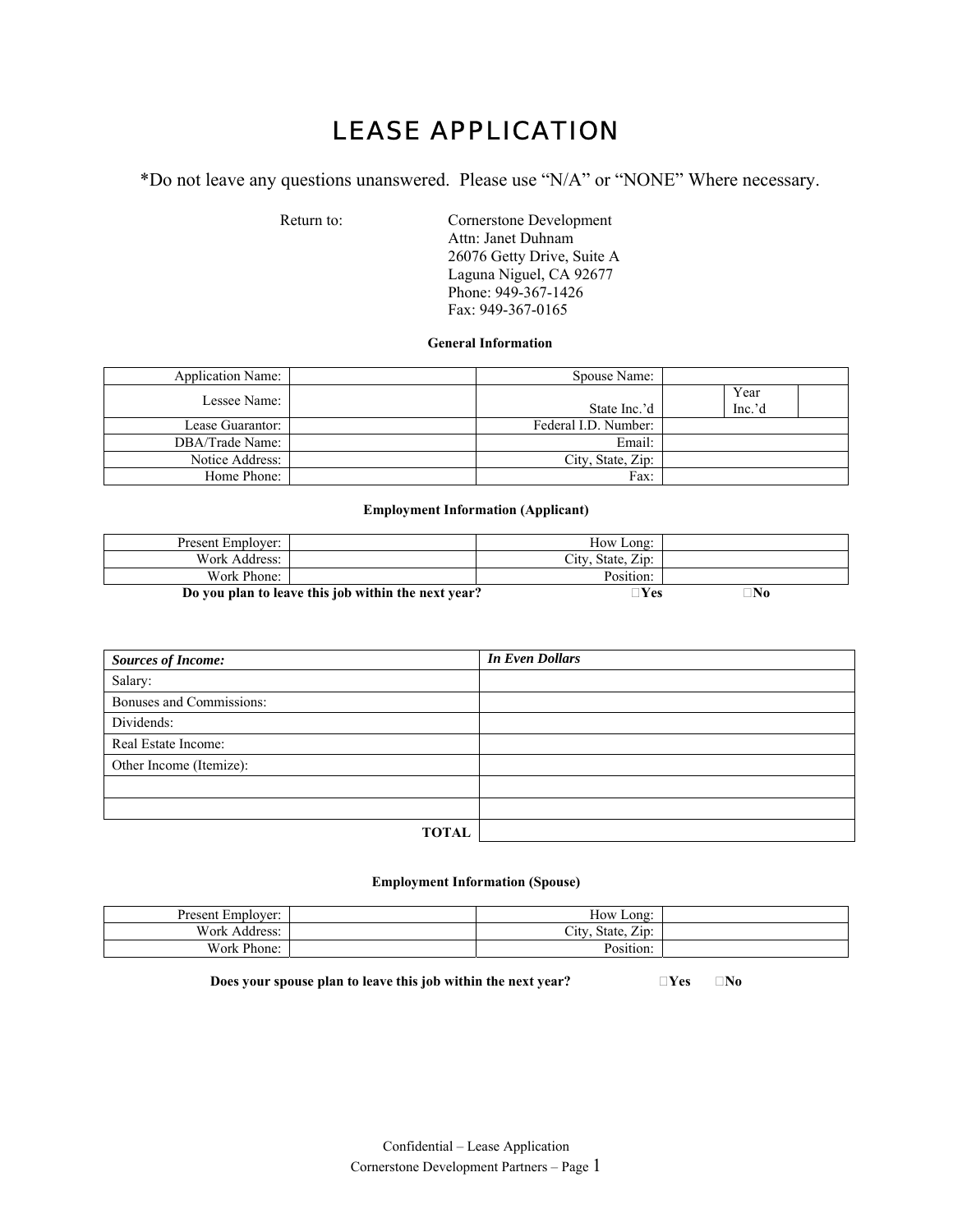# LEASE APPLICATION

*Do not leave any questions unanswered. Please use "N/A" or "NONE" Where necessary.

Return to: Cornerstone Development
Attn: Janet Duhnam
26076 Getty Drive, Suite A
Laguna Niguel, CA 92677
Phone: 949-367-1426
Fax: 949-367-0165

**General Information**

| | | | | | |
|---|---|---|---|---|---|
| Application Name: | | Spouse Name: | | | |
| Lessee Name: | | State Inc.'d | | Year Inc.'d | |
| Lease Guarantor: | | Federal I.D. Number: | | | |
| DBA/Trade Name: | | Email: | | | |
| Notice Address: | | City, State, Zip: | | | |
| Home Phone: | | Fax: | | | |

**Employment Information (Applicant)**

| | | | |
|---|---|---|---|
| Present Employer: | | How Long: | |
| Work Address: | | City, State, Zip: | |
| Work Phone: | | Position: | |

**Do you plan to leave this job within the next year?** ☐**Yes** ☐**No**

| ***Sources of Income:*** | ***In Even Dollars*** |
|---|---|
| Salary: | |
| Bonuses and Commissions: | |
| Dividends: | |
| Real Estate Income: | |
| Other Income (Itemize): | |
| | |
| | |
| **TOTAL** | |

**Employment Information (Spouse)**

| | | | |
|---|---|---|---|
| Present Employer: | | How Long: | |
| Work Address: | | City, State, Zip: | |
| Work Phone: | | Position: | |

**Does your spouse plan to leave this job within the next year?** ☐**Yes** ☐**No**

Confidential – Lease Application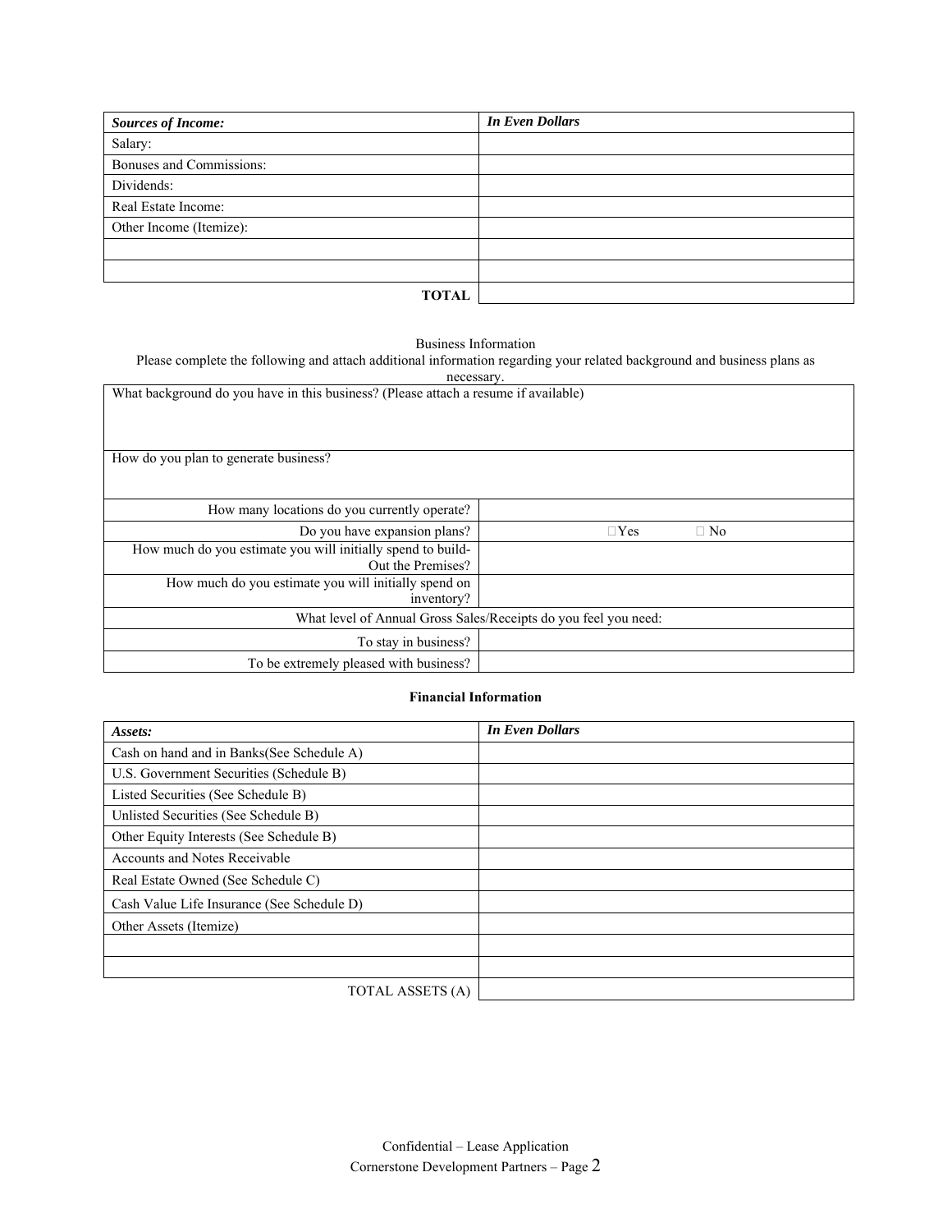| ***Sources of Income:*** | ***In Even Dollars*** |
|---|---|
| Salary: | |
| Bonuses and Commissions: | |
| Dividends: | |
| Real Estate Income: | |
| Other Income (Itemize): | |
| | |
| | |
| **TOTAL** | |

Business Information

Please complete the following and attach additional information regarding your related background and business plans as necessary.

| What background do you have in this business? (Please attach a resume if available) | |
|---|---|
| How do you plan to generate business? | |
| How many locations do you currently operate? | |
| Do you have expansion plans? | ☐ Yes ☐ No |
| How much do you estimate you will initially spend to build-Out the Premises? | |
| How much do you estimate you will initially spend on inventory? | |
| What level of Annual Gross Sales/Receipts do you feel you need: | |
| To stay in business? | |
| To be extremely pleased with business? | |

**Financial Information**

| ***Assets:*** | ***In Even Dollars*** |
|---|---|
| Cash on hand and in Banks(See Schedule A) | |
| U.S. Government Securities (Schedule B) | |
| Listed Securities (See Schedule B) | |
| Unlisted Securities (See Schedule B) | |
| Other Equity Interests (See Schedule B) | |
| Accounts and Notes Receivable | |
| Real Estate Owned (See Schedule C) | |
| Cash Value Life Insurance (See Schedule D) | |
| Other Assets (Itemize) | |
| | |
| | |
| TOTAL ASSETS (A) | |

Confidential – Lease Application

Cornerstone Development Partners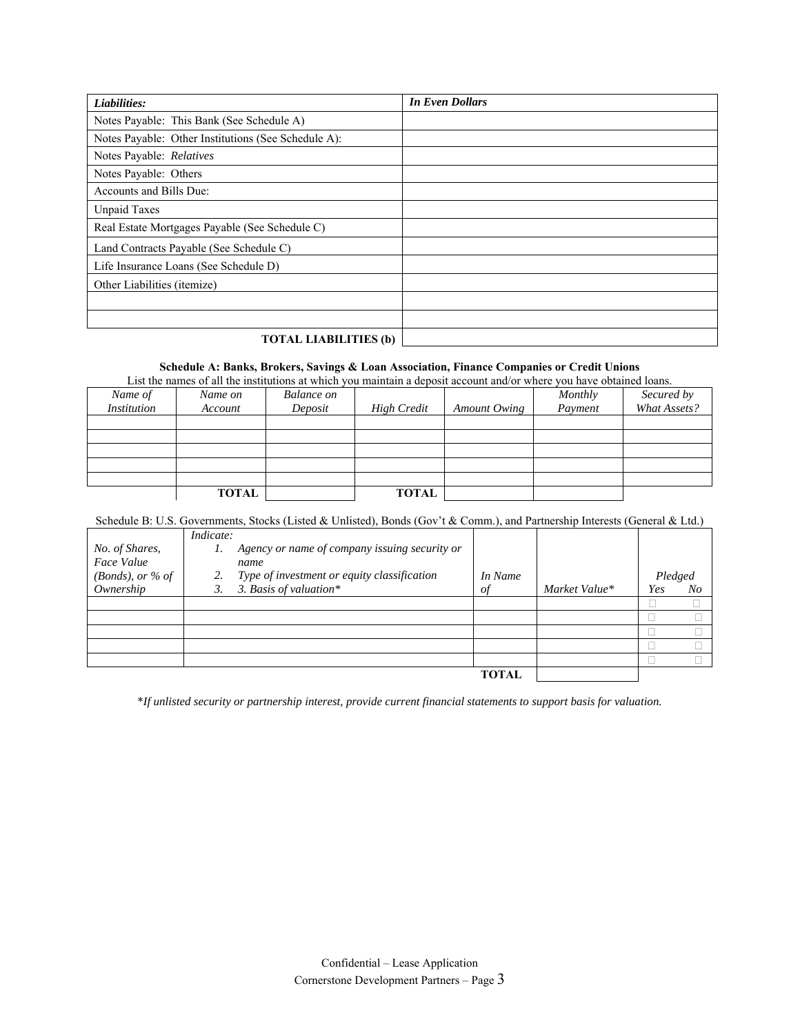| *Liabilities:* | *In Even Dollars* |
|---|---|
| Notes Payable: This Bank (See Schedule A) | |
| Notes Payable: Other Institutions (See Schedule A): | |
| Notes Payable: *Relatives* | |
| Notes Payable: Others | |
| Accounts and Bills Due: | |
| Unpaid Taxes | |
| Real Estate Mortgages Payable (See Schedule C) | |
| Land Contracts Payable (See Schedule C) | |
| Life Insurance Loans (See Schedule D) | |
| Other Liabilities (itemize) | |
| | |
| | |
| **TOTAL LIABILITIES (b)** | |

**Schedule A: Banks, Brokers, Savings & Loan Association, Finance Companies or Credit Unions**

List the names of all the institutions at which you maintain a deposit account and/or where you have obtained loans.

| *Name of Institution* | *Name on Account* | *Balance on Deposit* | *High Credit* | *Amount Owing* | *Monthly Payment* | *Secured by What Assets?* |
|---|---|---|---|---|---|---|
| | | | | | | |
| | | | | | | |
| | | | | | | |
| | | | | | | |
| | | | | | | |
| | **TOTAL** | | **TOTAL** | | | |

Schedule B: U.S. Governments, Stocks (Listed & Unlisted), Bonds (Gov't & Comm.), and Partnership Interests (General & Ltd.)

| *No. of Shares, Face Value (Bonds), or % of Ownership* | *Indicate:* 1. *Agency or name of company issuing security or name* 2. *Type of investment or equity classification* 3. *3. Basis of valuation** | *In Name of* | *Market Value** | *Pledged Yes* | *Pledged No* |
|---|---|---|---|---|---|
| | | | | ☐ | ☐ |
| | | | | ☐ | ☐ |
| | | | | ☐ | ☐ |
| | | | | ☐ | ☐ |
| | | | | ☐ | ☐ |
| | | **TOTAL** | | | |

**If unlisted security or partnership interest, provide current financial statements to support basis for valuation.*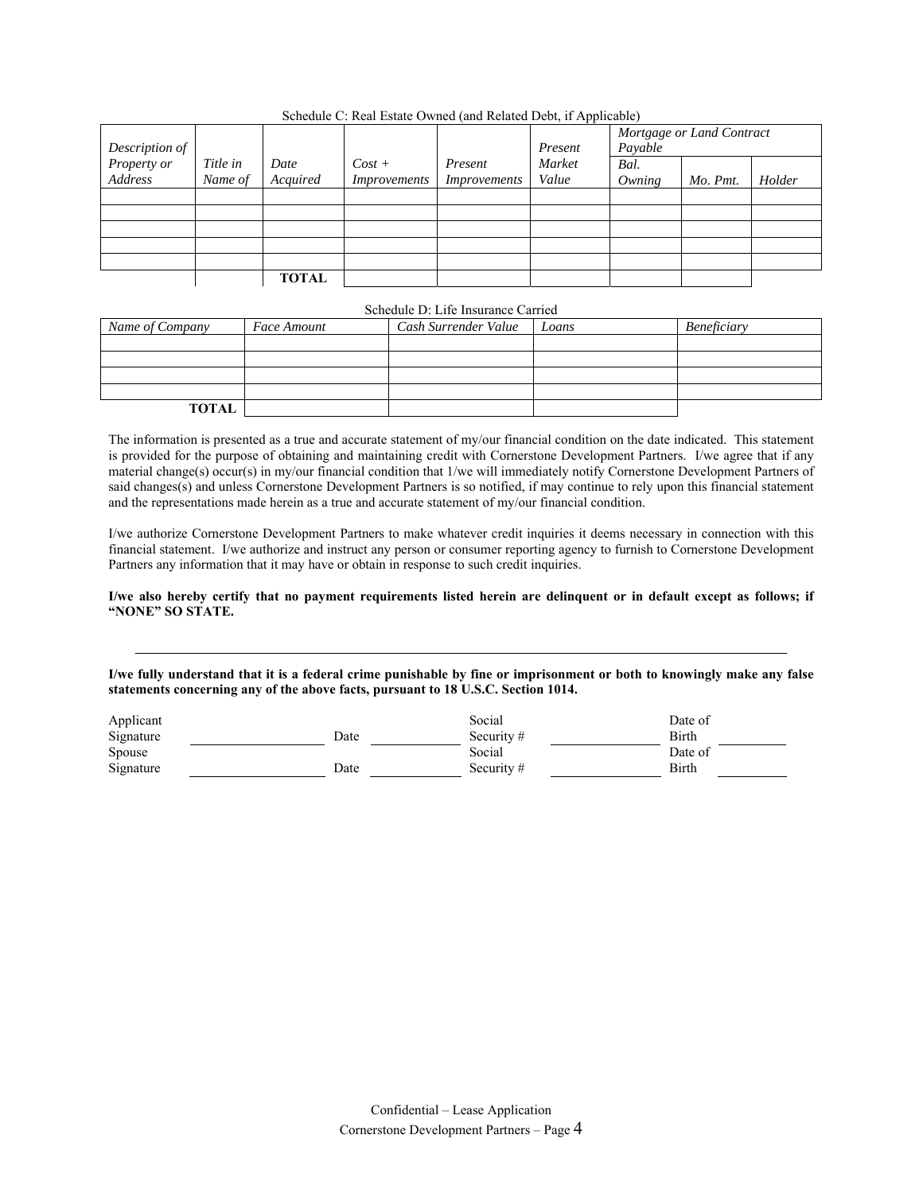Schedule C: Real Estate Owned (and Related Debt, if Applicable)

| *Description of Property or Address* | *Title in Name of* | *Date Acquired* | *Cost + Improvements* | *Present Improvements* | *Present Market Value* | *Mortgage or Land Contract Payable* | | |
|---|---|---|---|---|---|---|---|---|
| | | | | | | *Bal. Owning* | *Mo. Pmt.* | *Holder* |
| | | | | | | | | |
| | | | | | | | | |
| | | | | | | | | |
| | | | | | | | | |
| | | | | | | | | |
| | | **TOTAL** | | | | | | |

Schedule D: Life Insurance Carried

| *Name of Company* | *Face Amount* | *Cash Surrender Value* | *Loans* | *Beneficiary* |
|---|---|---|---|---|
| | | | | |
| | | | | |
| | | | | |
| | | | | |
| **TOTAL** | | | | |

The information is presented as a true and accurate statement of my/our financial condition on the date indicated. This statement is provided for the purpose of obtaining and maintaining credit with Cornerstone Development Partners. I/we agree that if any material change(s) occur(s) in my/our financial condition that 1/we will immediately notify Cornerstone Development Partners of said changes(s) and unless Cornerstone Development Partners is so notified, if may continue to rely upon this financial statement and the representations made herein as a true and accurate statement of my/our financial condition.

I/we authorize Cornerstone Development Partners to make whatever credit inquiries it deems necessary in connection with this financial statement. I/we authorize and instruct any person or consumer reporting agency to furnish to Cornerstone Development Partners any information that it may have or obtain in response to such credit inquiries.

**I/we also hereby certify that no payment requirements listed herein are delinquent or in default except as follows; if "NONE" SO STATE.**

\_\_\_\_\_\_\_\_\_\_\_\_\_\_\_\_\_\_\_\_\_\_\_\_\_\_\_\_\_\_\_\_\_\_\_\_\_\_\_\_\_\_\_\_\_\_\_\_\_\_\_\_\_\_\_\_\_\_\_\_\_\_\_\_\_\_\_\_\_\_

**I/we fully understand that it is a federal crime punishable by fine or imprisonment or both to knowingly make any false statements concerning any of the above facts, pursuant to 18 U.S.C. Section 1014.**

Applicant Signature \_\_\_\_\_\_\_\_\_\_\_\_\_\_\_\_ Date \_\_\_\_\_\_\_\_\_\_ Social Security # \_\_\_\_\_\_\_\_\_\_\_\_\_ Date of Birth \_\_\_\_\_\_\_\_

Spouse Signature \_\_\_\_\_\_\_\_\_\_\_\_\_\_\_\_ Date \_\_\_\_\_\_\_\_\_\_ Social Security # \_\_\_\_\_\_\_\_\_\_\_\_\_ Date of Birth \_\_\_\_\_\_\_\_